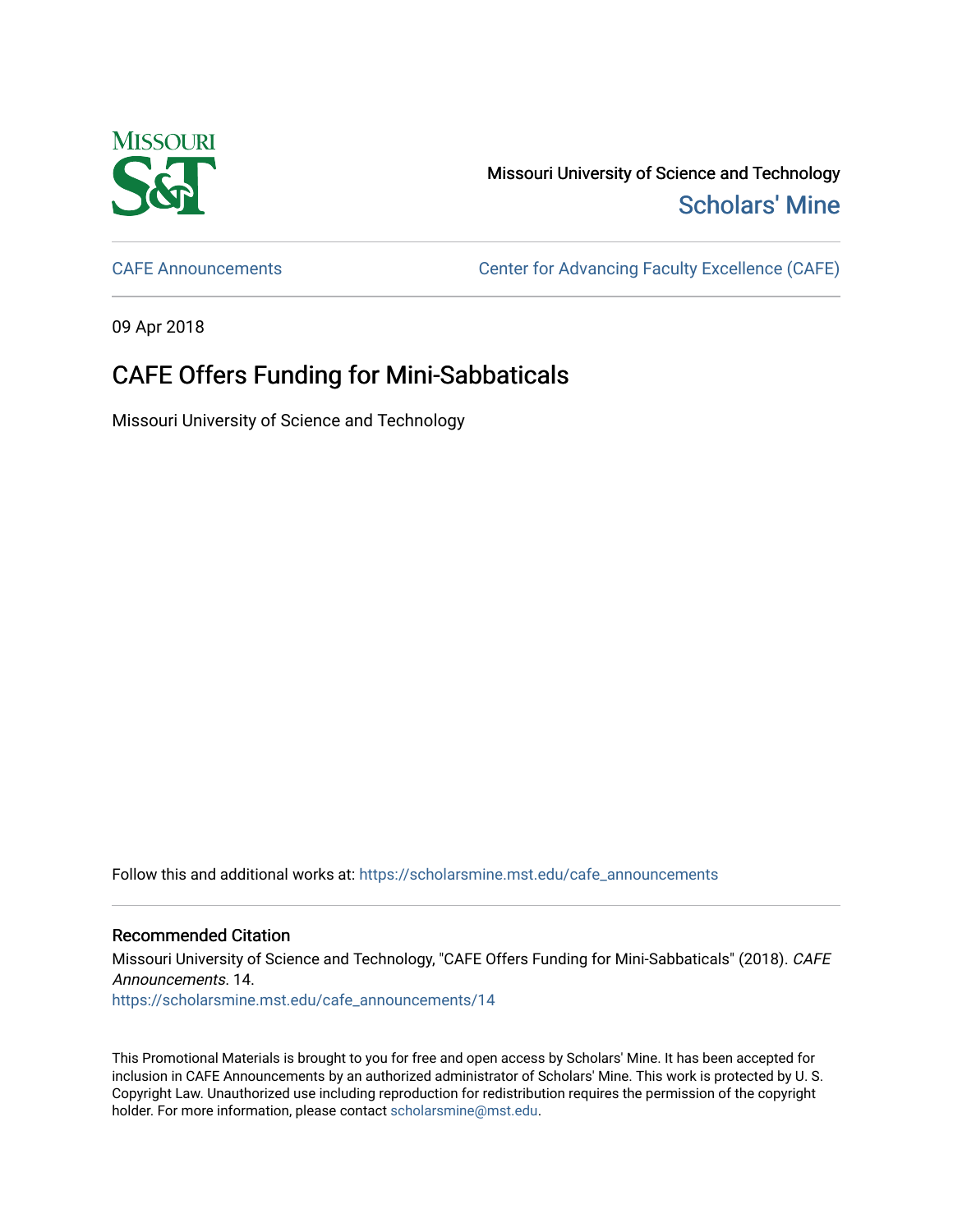Missouri University of Science and Technology

Scholars' Mine

CAFE Announcements

Center for Advancing Faculty Excellence (CAFE)

09 Apr 2018

# CAFE Offers Funding for Mini-Sabbaticals

Missouri University of Science and Technology

Follow this and additional works at: https://scholarsmine.mst.edu/cafe_announcements

## Recommended Citation

Missouri University of Science and Technology, "CAFE Offers Funding for Mini-Sabbaticals" (2018). *CAFE Announcements*. 14.
https://scholarsmine.mst.edu/cafe_announcements/14

This Promotional Materials is brought to you for free and open access by Scholars' Mine. It has been accepted for inclusion in CAFE Announcements by an authorized administrator of Scholars' Mine. This work is protected by U. S. Copyright Law. Unauthorized use including reproduction for redistribution requires the permission of the copyright holder. For more information, please contact scholarsmine@mst.edu.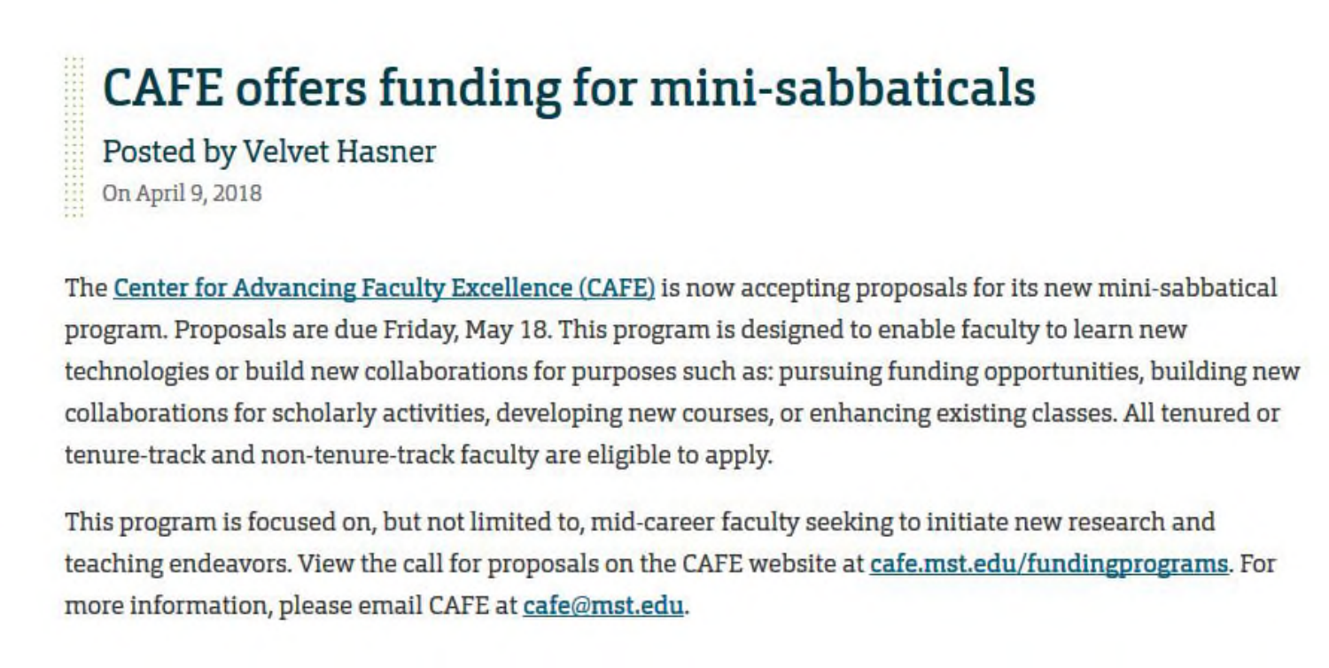# CAFE offers funding for mini-sabbaticals

Posted by Velvet Hasner

On April 9, 2018

The [Center for Advancing Faculty Excellence (CAFE)]() is now accepting proposals for its new mini-sabbatical program. Proposals are due Friday, May 18. This program is designed to enable faculty to learn new technologies or build new collaborations for purposes such as: pursuing funding opportunities, building new collaborations for scholarly activities, developing new courses, or enhancing existing classes. All tenured or tenure-track and non-tenure-track faculty are eligible to apply.

This program is focused on, but not limited to, mid-career faculty seeking to initiate new research and teaching endeavors. View the call for proposals on the CAFE website at **cafe.mst.edu/fundingprograms**. For more information, please email CAFE at **cafe@mst.edu**.